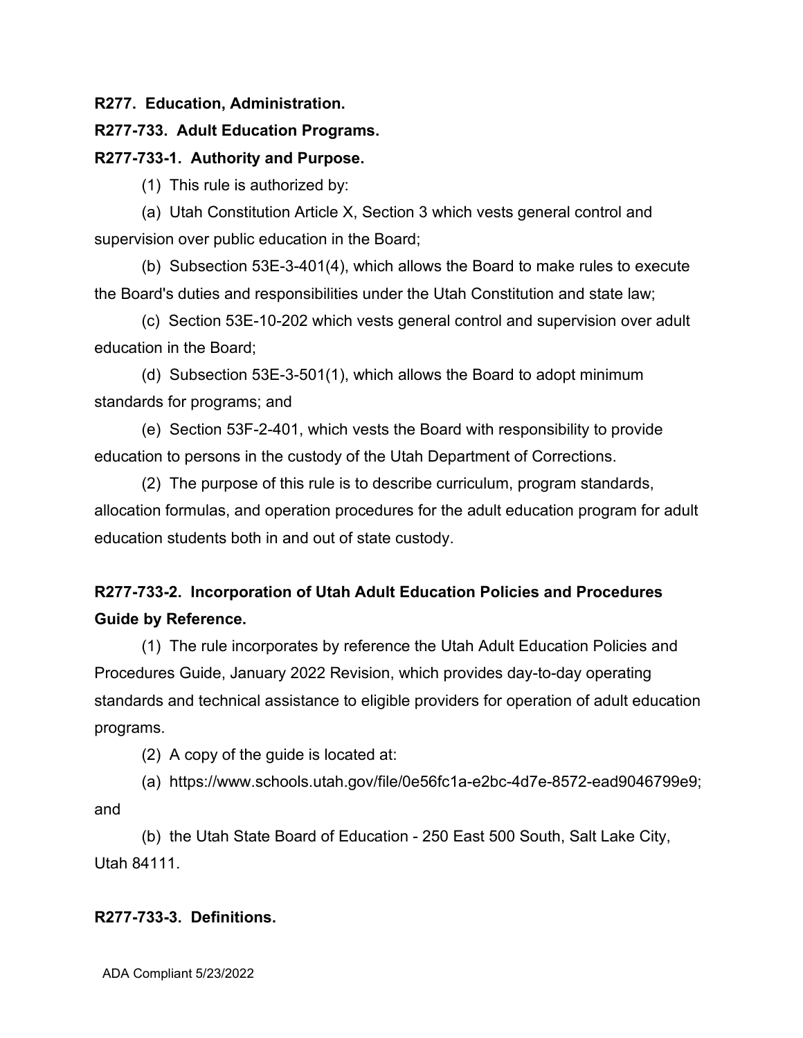**R277. Education, Administration.**

**R277-733. Adult Education Programs.**

**R277-733-1. Authority and Purpose.**

(1) This rule is authorized by:

(a) Utah Constitution Article X, Section 3 which vests general control and supervision over public education in the Board;

(b) Subsection 53E-3-401(4), which allows the Board to make rules to execute the Board's duties and responsibilities under the Utah Constitution and state law;

(c) Section 53E-10-202 which vests general control and supervision over adult education in the Board;

(d) Subsection 53E-3-501(1), which allows the Board to adopt minimum standards for programs; and

(e) Section 53F-2-401, which vests the Board with responsibility to provide education to persons in the custody of the Utah Department of Corrections.

(2) The purpose of this rule is to describe curriculum, program standards, allocation formulas, and operation procedures for the adult education program for adult education students both in and out of state custody.

**R277-733-2. Incorporation of Utah Adult Education Policies and Procedures Guide by Reference.**

(1) The rule incorporates by reference the Utah Adult Education Policies and Procedures Guide, January 2022 Revision, which provides day-to-day operating standards and technical assistance to eligible providers for operation of adult education programs.

(2) A copy of the guide is located at:

(a) https://www.schools.utah.gov/file/0e56fc1a-e2bc-4d7e-8572-ead9046799e9; and

(b) the Utah State Board of Education - 250 East 500 South, Salt Lake City, Utah 84111.

**R277-733-3. Definitions.**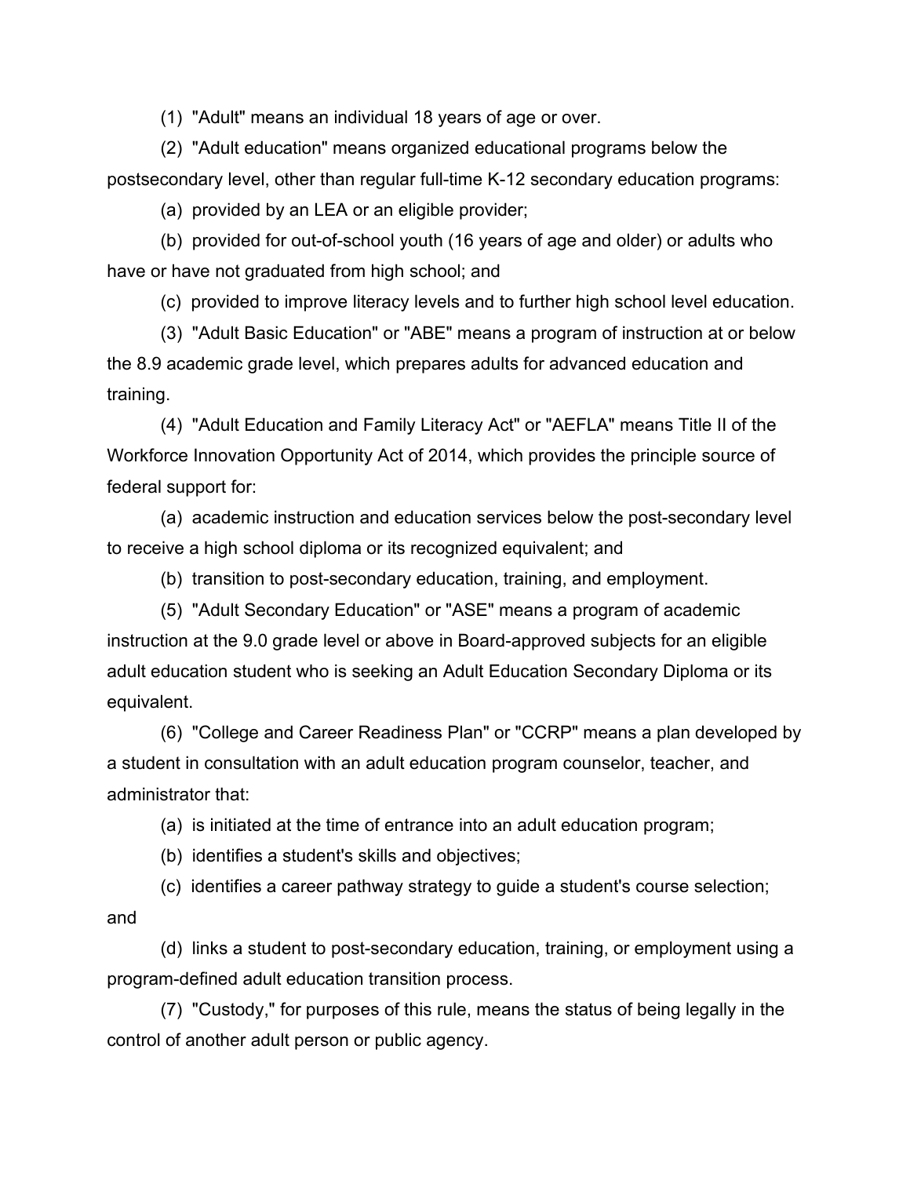(1) "Adult" means an individual 18 years of age or over.

(2) "Adult education" means organized educational programs below the postsecondary level, other than regular full-time K-12 secondary education programs:

(a) provided by an LEA or an eligible provider;

(b) provided for out-of-school youth (16 years of age and older) or adults who have or have not graduated from high school; and

(c) provided to improve literacy levels and to further high school level education.

(3) "Adult Basic Education" or "ABE" means a program of instruction at or below the 8.9 academic grade level, which prepares adults for advanced education and training.

(4) "Adult Education and Family Literacy Act" or "AEFLA" means Title II of the Workforce Innovation Opportunity Act of 2014, which provides the principle source of federal support for:

(a) academic instruction and education services below the post-secondary level to receive a high school diploma or its recognized equivalent; and

(b) transition to post-secondary education, training, and employment.

(5) "Adult Secondary Education" or "ASE" means a program of academic instruction at the 9.0 grade level or above in Board-approved subjects for an eligible adult education student who is seeking an Adult Education Secondary Diploma or its equivalent.

(6) "College and Career Readiness Plan" or "CCRP" means a plan developed by a student in consultation with an adult education program counselor, teacher, and administrator that:

(a) is initiated at the time of entrance into an adult education program;

(b) identifies a student's skills and objectives;

(c) identifies a career pathway strategy to guide a student's course selection; and

(d) links a student to post-secondary education, training, or employment using a program-defined adult education transition process.

(7) "Custody," for purposes of this rule, means the status of being legally in the control of another adult person or public agency.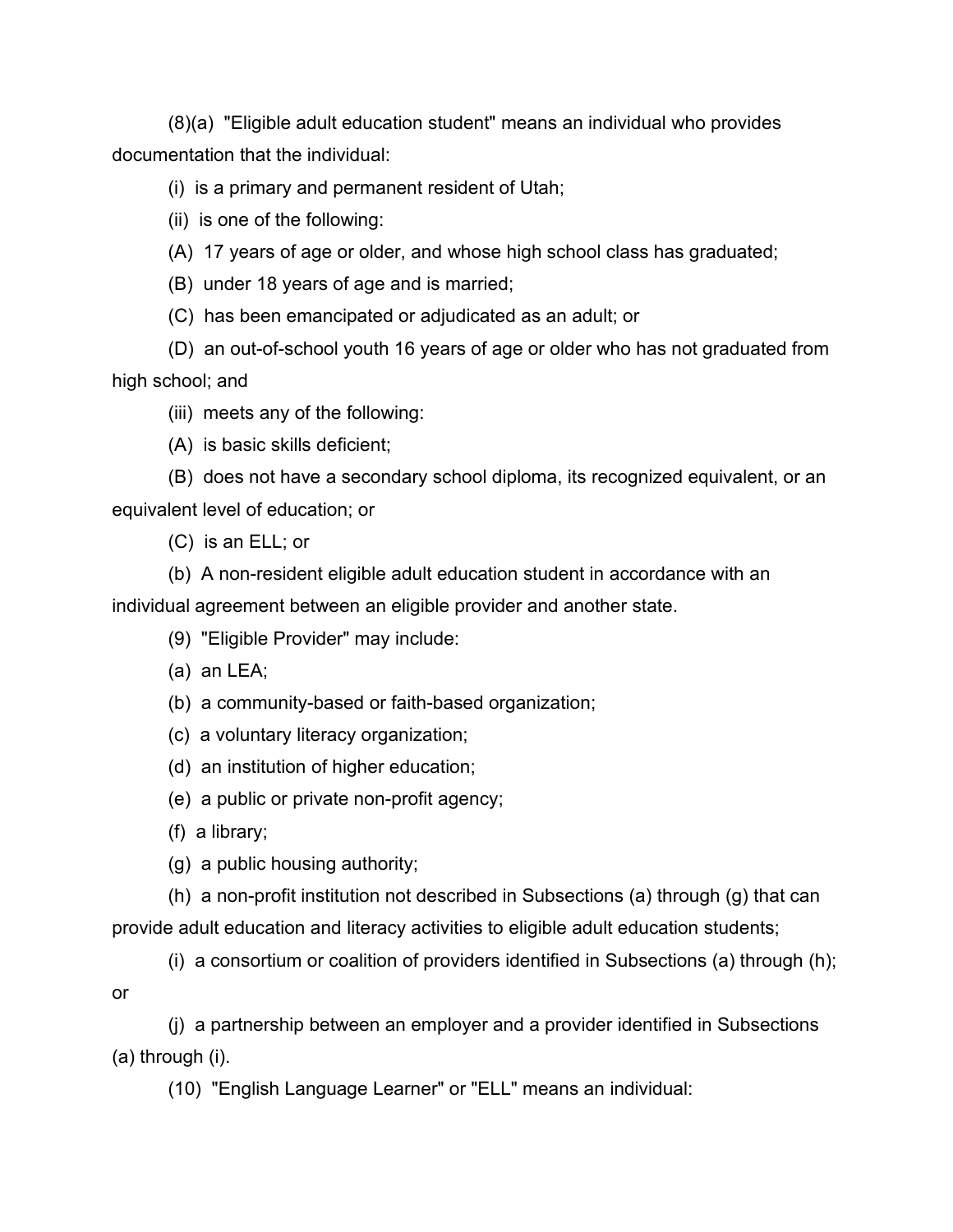(8)(a) "Eligible adult education student" means an individual who provides documentation that the individual:

(i) is a primary and permanent resident of Utah;

(ii) is one of the following:

(A) 17 years of age or older, and whose high school class has graduated;

(B) under 18 years of age and is married;

(C) has been emancipated or adjudicated as an adult; or

(D) an out-of-school youth 16 years of age or older who has not graduated from high school; and

(iii) meets any of the following:

(A) is basic skills deficient;

(B) does not have a secondary school diploma, its recognized equivalent, or an equivalent level of education; or

(C) is an ELL; or

(b) A non-resident eligible adult education student in accordance with an individual agreement between an eligible provider and another state.

(9) "Eligible Provider" may include:

(a) an LEA;

(b) a community-based or faith-based organization;

(c) a voluntary literacy organization;

(d) an institution of higher education;

(e) a public or private non-profit agency;

(f) a library;

(g) a public housing authority;

(h) a non-profit institution not described in Subsections (a) through (g) that can provide adult education and literacy activities to eligible adult education students;

(i) a consortium or coalition of providers identified in Subsections (a) through (h); or

(j) a partnership between an employer and a provider identified in Subsections (a) through (i).

(10) "English Language Learner" or "ELL" means an individual: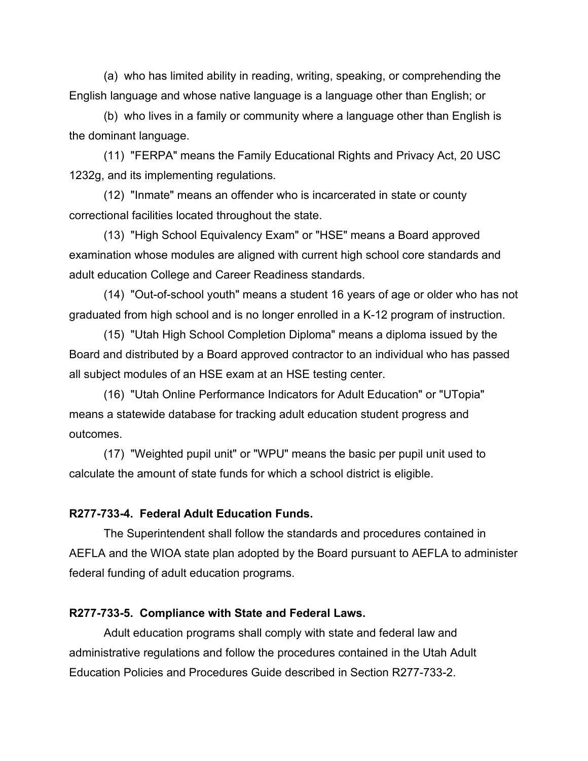(a) who has limited ability in reading, writing, speaking, or comprehending the English language and whose native language is a language other than English; or

(b) who lives in a family or community where a language other than English is the dominant language.

(11) "FERPA" means the Family Educational Rights and Privacy Act, 20 USC 1232g, and its implementing regulations.

(12) "Inmate" means an offender who is incarcerated in state or county correctional facilities located throughout the state.

(13) "High School Equivalency Exam" or "HSE" means a Board approved examination whose modules are aligned with current high school core standards and adult education College and Career Readiness standards.

(14) "Out-of-school youth" means a student 16 years of age or older who has not graduated from high school and is no longer enrolled in a K-12 program of instruction.

(15) "Utah High School Completion Diploma" means a diploma issued by the Board and distributed by a Board approved contractor to an individual who has passed all subject modules of an HSE exam at an HSE testing center.

(16) "Utah Online Performance Indicators for Adult Education" or "UTopia" means a statewide database for tracking adult education student progress and outcomes.

(17) "Weighted pupil unit" or "WPU" means the basic per pupil unit used to calculate the amount of state funds for which a school district is eligible.

**R277-733-4. Federal Adult Education Funds.**

The Superintendent shall follow the standards and procedures contained in AEFLA and the WIOA state plan adopted by the Board pursuant to AEFLA to administer federal funding of adult education programs.

**R277-733-5. Compliance with State and Federal Laws.**

Adult education programs shall comply with state and federal law and administrative regulations and follow the procedures contained in the Utah Adult Education Policies and Procedures Guide described in Section R277-733-2.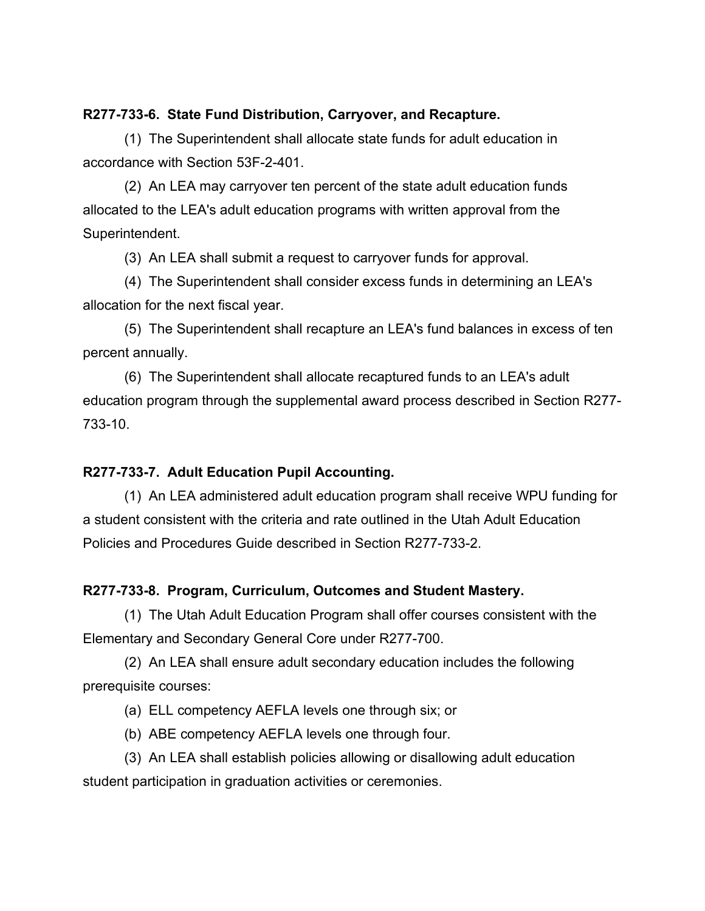**R277-733-6. State Fund Distribution, Carryover, and Recapture.**

(1) The Superintendent shall allocate state funds for adult education in accordance with Section 53F-2-401.

(2) An LEA may carryover ten percent of the state adult education funds allocated to the LEA's adult education programs with written approval from the Superintendent.

(3) An LEA shall submit a request to carryover funds for approval.

(4) The Superintendent shall consider excess funds in determining an LEA's allocation for the next fiscal year.

(5) The Superintendent shall recapture an LEA's fund balances in excess of ten percent annually.

(6) The Superintendent shall allocate recaptured funds to an LEA's adult education program through the supplemental award process described in Section R277-733-10.

**R277-733-7. Adult Education Pupil Accounting.**

(1) An LEA administered adult education program shall receive WPU funding for a student consistent with the criteria and rate outlined in the Utah Adult Education Policies and Procedures Guide described in Section R277-733-2.

**R277-733-8. Program, Curriculum, Outcomes and Student Mastery.**

(1) The Utah Adult Education Program shall offer courses consistent with the Elementary and Secondary General Core under R277-700.

(2) An LEA shall ensure adult secondary education includes the following prerequisite courses:

(a) ELL competency AEFLA levels one through six; or

(b) ABE competency AEFLA levels one through four.

(3) An LEA shall establish policies allowing or disallowing adult education student participation in graduation activities or ceremonies.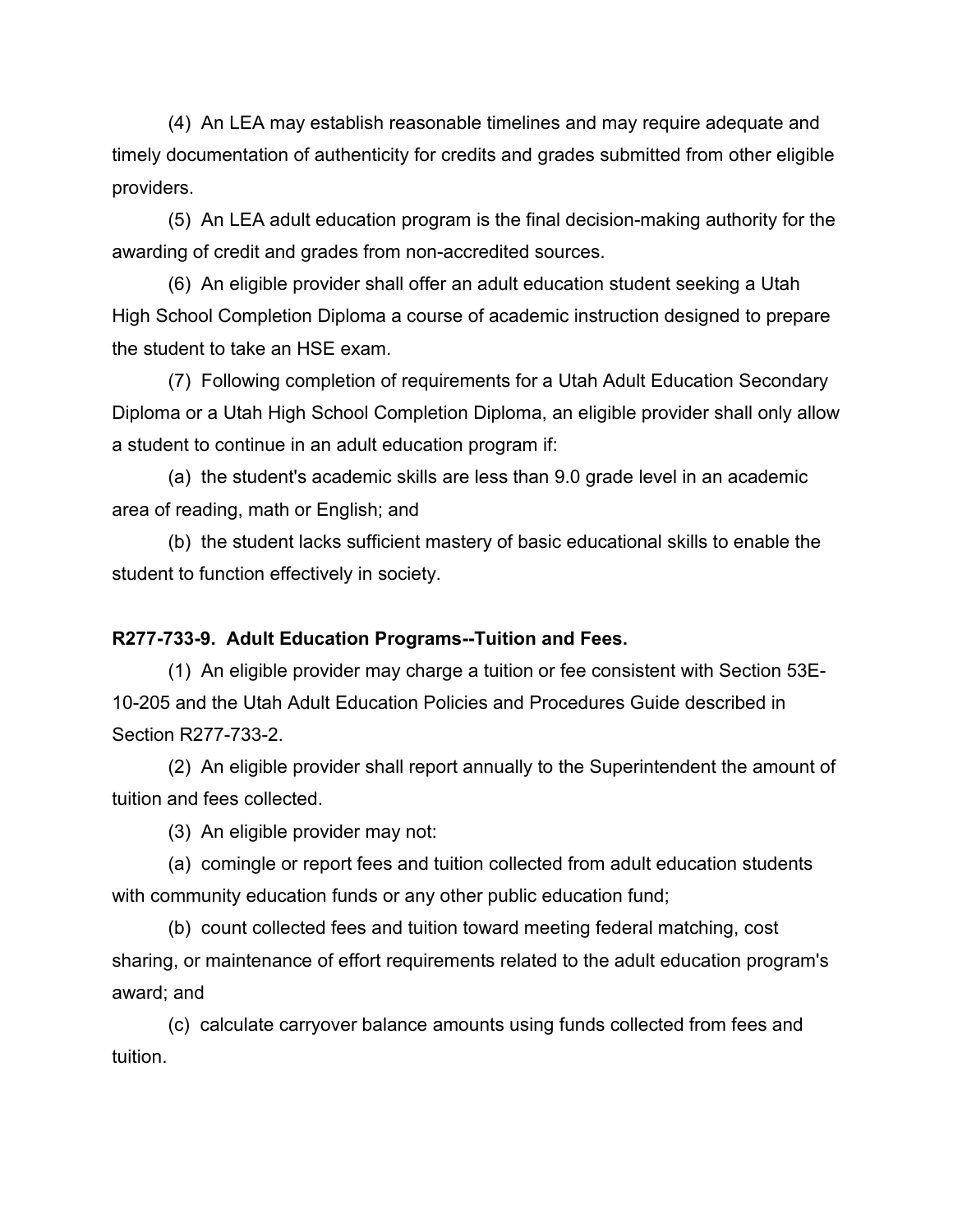(4) An LEA may establish reasonable timelines and may require adequate and timely documentation of authenticity for credits and grades submitted from other eligible providers.

(5) An LEA adult education program is the final decision-making authority for the awarding of credit and grades from non-accredited sources.

(6) An eligible provider shall offer an adult education student seeking a Utah High School Completion Diploma a course of academic instruction designed to prepare the student to take an HSE exam.

(7) Following completion of requirements for a Utah Adult Education Secondary Diploma or a Utah High School Completion Diploma, an eligible provider shall only allow a student to continue in an adult education program if:

(a) the student's academic skills are less than 9.0 grade level in an academic area of reading, math or English; and

(b) the student lacks sufficient mastery of basic educational skills to enable the student to function effectively in society.

**R277-733-9. Adult Education Programs--Tuition and Fees.**

(1) An eligible provider may charge a tuition or fee consistent with Section 53E-10-205 and the Utah Adult Education Policies and Procedures Guide described in Section R277-733-2.

(2) An eligible provider shall report annually to the Superintendent the amount of tuition and fees collected.

(3) An eligible provider may not:

(a) comingle or report fees and tuition collected from adult education students with community education funds or any other public education fund;

(b) count collected fees and tuition toward meeting federal matching, cost sharing, or maintenance of effort requirements related to the adult education program's award; and

(c) calculate carryover balance amounts using funds collected from fees and tuition.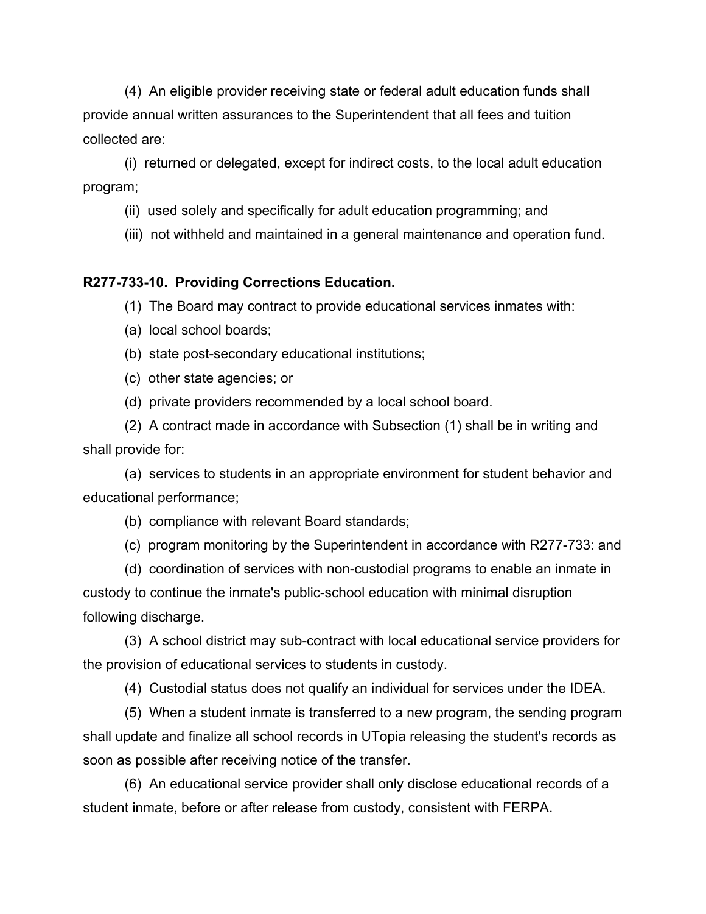(4) An eligible provider receiving state or federal adult education funds shall provide annual written assurances to the Superintendent that all fees and tuition collected are:

(i) returned or delegated, except for indirect costs, to the local adult education program;

(ii) used solely and specifically for adult education programming; and

(iii) not withheld and maintained in a general maintenance and operation fund.

**R277-733-10. Providing Corrections Education.**

(1) The Board may contract to provide educational services inmates with:

(a) local school boards;

(b) state post-secondary educational institutions;

(c) other state agencies; or

(d) private providers recommended by a local school board.

(2) A contract made in accordance with Subsection (1) shall be in writing and shall provide for:

(a) services to students in an appropriate environment for student behavior and educational performance;

(b) compliance with relevant Board standards;

(c) program monitoring by the Superintendent in accordance with R277-733: and

(d) coordination of services with non-custodial programs to enable an inmate in custody to continue the inmate's public-school education with minimal disruption following discharge.

(3) A school district may sub-contract with local educational service providers for the provision of educational services to students in custody.

(4) Custodial status does not qualify an individual for services under the IDEA.

(5) When a student inmate is transferred to a new program, the sending program shall update and finalize all school records in UTopia releasing the student's records as soon as possible after receiving notice of the transfer.

(6) An educational service provider shall only disclose educational records of a student inmate, before or after release from custody, consistent with FERPA.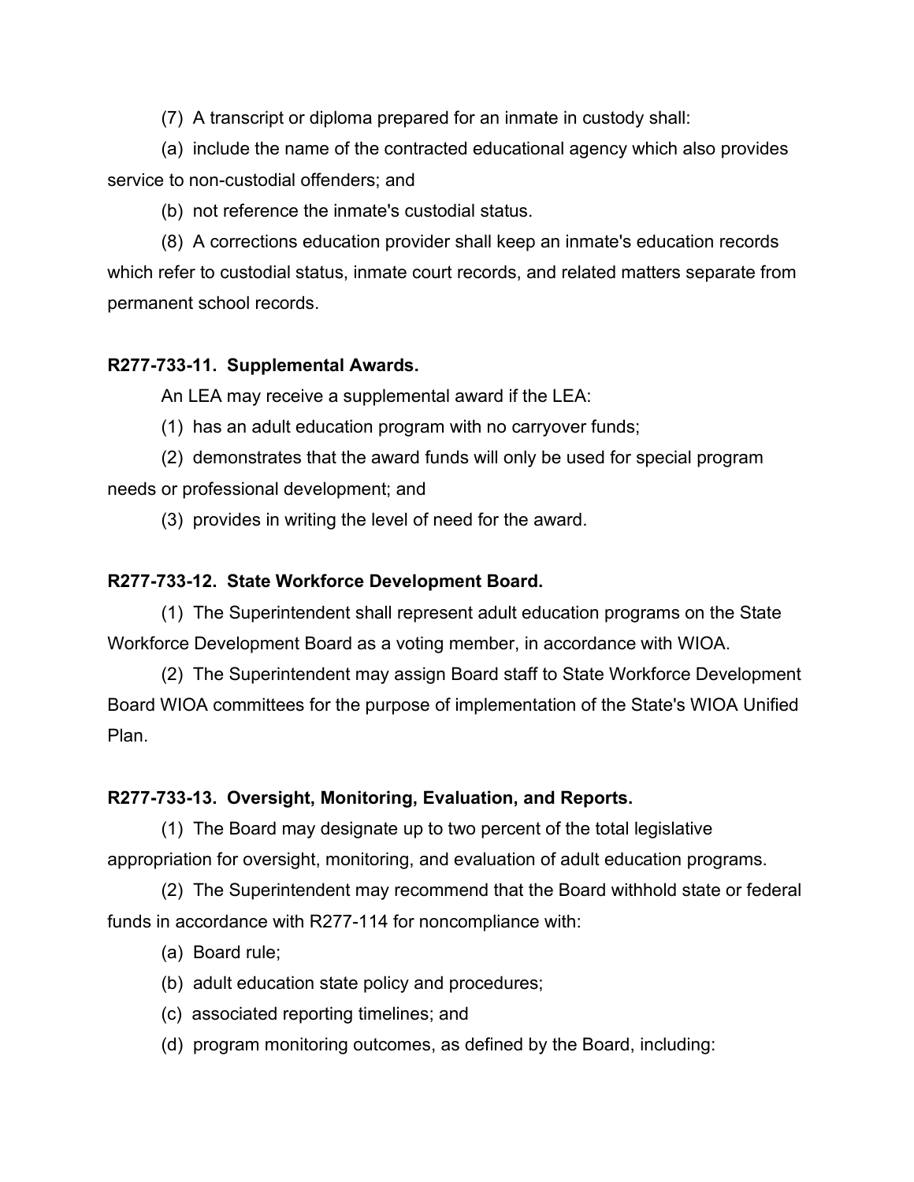(7) A transcript or diploma prepared for an inmate in custody shall:

(a) include the name of the contracted educational agency which also provides service to non-custodial offenders; and

(b) not reference the inmate's custodial status.

(8) A corrections education provider shall keep an inmate's education records which refer to custodial status, inmate court records, and related matters separate from permanent school records.

**R277-733-11. Supplemental Awards.**

An LEA may receive a supplemental award if the LEA:

(1) has an adult education program with no carryover funds;

(2) demonstrates that the award funds will only be used for special program needs or professional development; and

(3) provides in writing the level of need for the award.

**R277-733-12. State Workforce Development Board.**

(1) The Superintendent shall represent adult education programs on the State Workforce Development Board as a voting member, in accordance with WIOA.

(2) The Superintendent may assign Board staff to State Workforce Development Board WIOA committees for the purpose of implementation of the State's WIOA Unified Plan.

**R277-733-13. Oversight, Monitoring, Evaluation, and Reports.**

(1) The Board may designate up to two percent of the total legislative appropriation for oversight, monitoring, and evaluation of adult education programs.

(2) The Superintendent may recommend that the Board withhold state or federal funds in accordance with R277-114 for noncompliance with:

(a) Board rule;

(b) adult education state policy and procedures;

(c) associated reporting timelines; and

(d) program monitoring outcomes, as defined by the Board, including: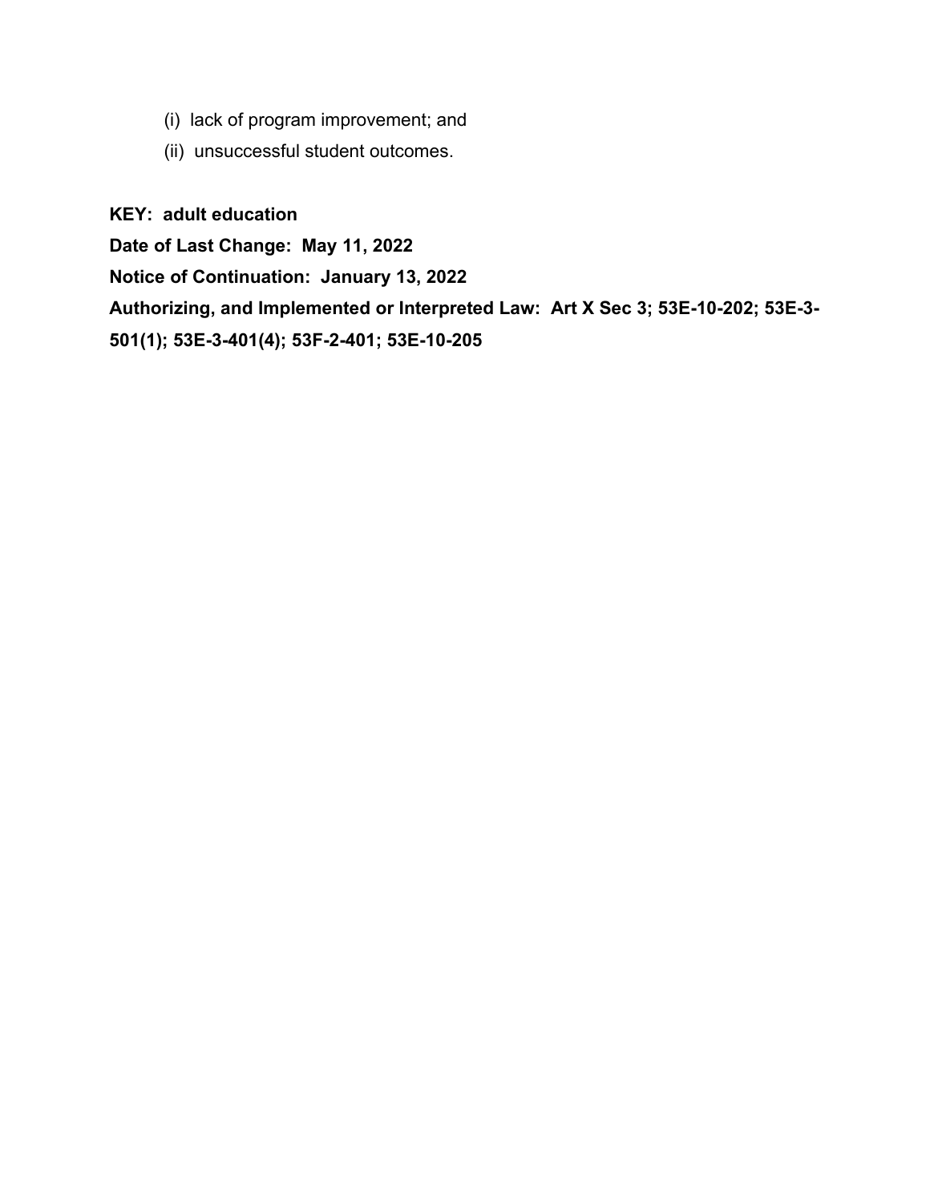(i) lack of program improvement; and

(ii) unsuccessful student outcomes.

**KEY: adult education**

**Date of Last Change: May 11, 2022**

**Notice of Continuation: January 13, 2022**

**Authorizing, and Implemented or Interpreted Law: Art X Sec 3; 53E-10-202; 53E-3-501(1); 53E-3-401(4); 53F-2-401; 53E-10-205**